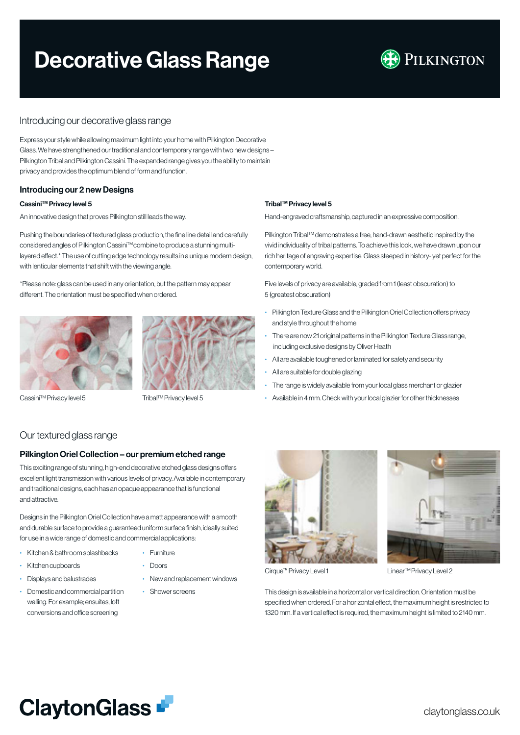# Decorative Glass Range

PILKINGTON

## Introducing our decorative glass range

Express your style while allowing maximum light into your home with Pilkington Decorative Glass. We have strengthened our traditional and contemporary range with two new designs – Pilkington Tribal and Pilkington Cassini. The expanded range gives you the ability to maintain privacy and provides the optimum blend of form and function.

### Introducing our 2 new Designs

**Cassini™ Privacy level 5**

An innovative design that proves Pilkington still leads the way.

Pushing the boundaries of textured glass production, the fine line detail and carefully considered angles of Pilkington Cassini™ combine to produce a stunning multi-layered effect.* The use of cutting edge technology results in a unique modern design, with lenticular elements that shift with the viewing angle.

*Please note: glass can be used in any orientation, but the pattern may appear different. The orientation must be specified when ordered.

Cassini™ Privacy level 5

Tribal™ Privacy level 5

**Tribal™ Privacy level 5**

Hand-engraved craftsmanship, captured in an expressive composition.

Pilkington Tribal™ demonstrates a free, hand-drawn aesthetic inspired by the vivid individuality of tribal patterns. To achieve this look, we have drawn upon our rich heritage of engraving expertise. Glass steeped in history- yet perfect for the contemporary world.

Five levels of privacy are available, graded from 1 (least obscuration) to 5 (greatest obscuration)

- Pilkington Texture Glass and the Pilkington Oriel Collection offers privacy and style throughout the home
- There are now 21 original patterns in the Pilkington Texture Glass range, including exclusive designs by Oliver Heath
- All are available toughened or laminated for safety and security
- All are suitable for double glazing
- The range is widely available from your local glass merchant or glazier
- Available in 4 mm. Check with your local glazier for other thicknesses

## Our textured glass range

### Pilkington Oriel Collection – our premium etched range

This exciting range of stunning, high-end decorative etched glass designs offers excellent light transmission with various levels of privacy. Available in contemporary and traditional designs, each has an opaque appearance that is functional and attractive.

Designs in the Pilkington Oriel Collection have a matt appearance with a smooth and durable surface to provide a guaranteed uniform surface finish, ideally suited for use in a wide range of domestic and commercial applications:

- Kitchen & bathroom splashbacks
- Kitchen cupboards
- Displays and balustrades
- Domestic and commercial partition walling. For example; ensuites, loft conversions and office screening
- Furniture
- Doors
- New and replacement windows
- Shower screens

Cirque™ Privacy Level 1

Linear™ Privacy Level 2

This design is available in a horizontal or vertical direction. Orientation must be specified when ordered. For a horizontal effect, the maximum height is restricted to 1320 mm. If a vertical effect is required, the maximum height is limited to 2140 mm.

ClaytonGlass

claytonglass.co.uk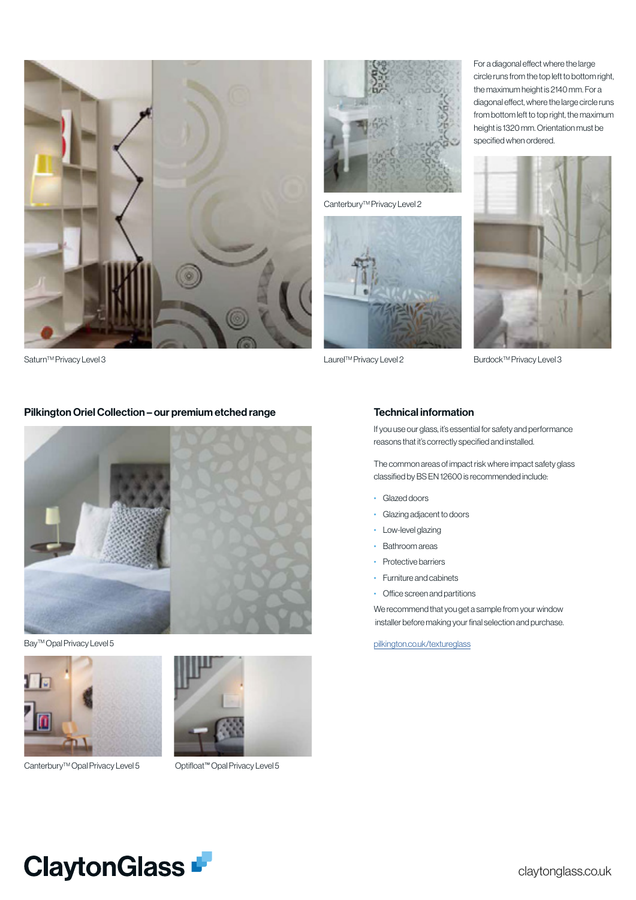Saturn™ Privacy Level 3

Canterbury™ Privacy Level 2

Laurel™ Privacy Level 2

For a diagonal effect where the large circle runs from the top left to bottom right, the maximum height is 2140 mm. For a diagonal effect, where the large circle runs from bottom left to top right, the maximum height is 1320 mm. Orientation must be specified when ordered.

Burdock™ Privacy Level 3

## Pilkington Oriel Collection – our premium etched range

Bay™ Opal Privacy Level 5

Canterbury™ Opal Privacy Level 5

Optifloat™ Opal Privacy Level 5

## Technical information

If you use our glass, it's essential for safety and performance reasons that it's correctly specified and installed.

The common areas of impact risk where impact safety glass classified by BS EN 12600 is recommended include:

- Glazed doors
- Glazing adjacent to doors
- Low-level glazing
- Bathroom areas
- Protective barriers
- Furniture and cabinets
- Office screen and partitions

We recommend that you get a sample from your window installer before making your final selection and purchase.

pilkington.co.uk/textureglass

ClaytonGlass

claytonglass.co.uk